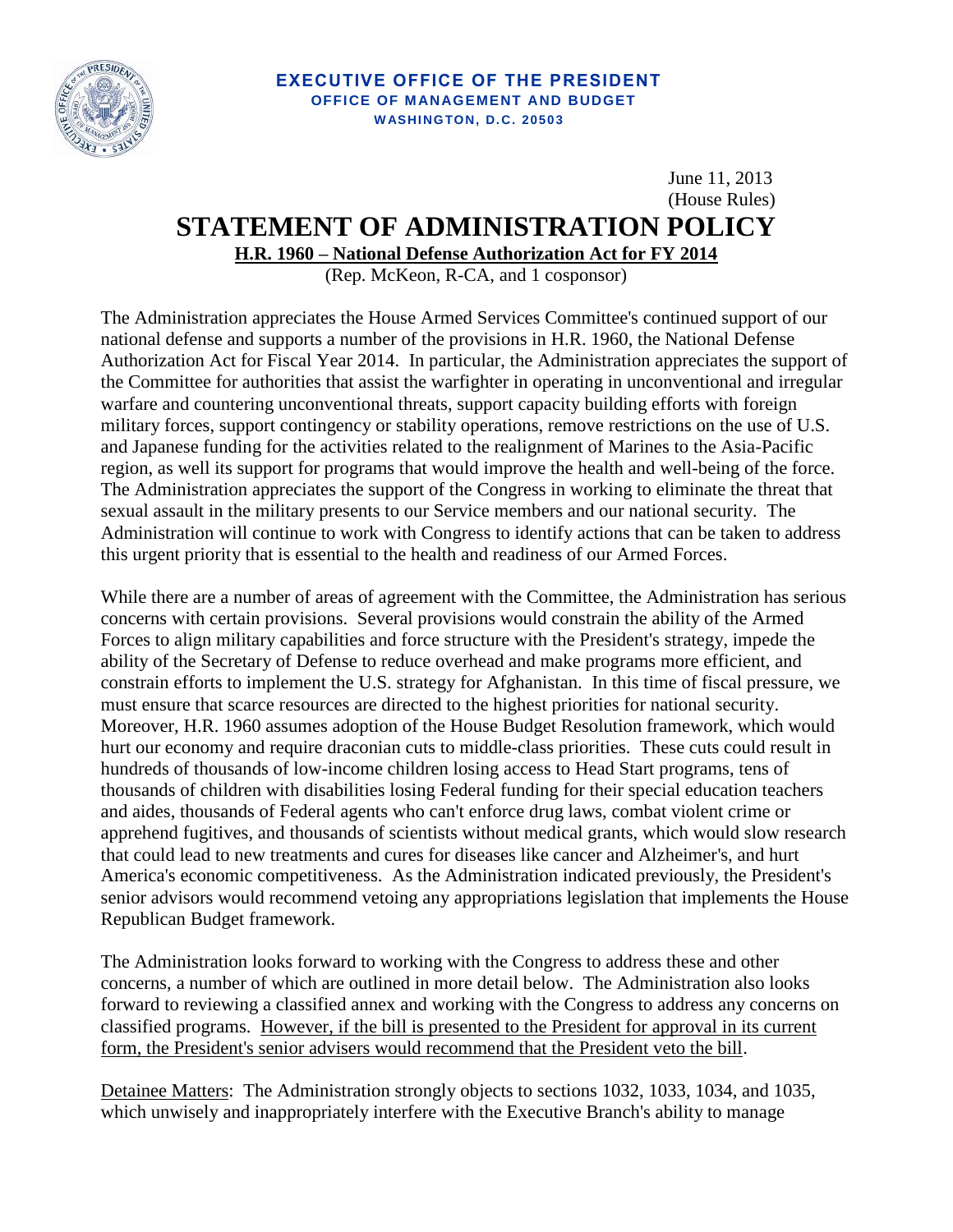**EXECUTIVE OFFICE OF THE PRESIDENT**
**OFFICE OF MANAGEMENT AND BUDGET**
**WASHINGTON, D.C. 20503**

June 11, 2013
(House Rules)

# STATEMENT OF ADMINISTRATION POLICY

**H.R. 1960 – National Defense Authorization Act for FY 2014**

(Rep. McKeon, R-CA, and 1 cosponsor)

The Administration appreciates the House Armed Services Committee's continued support of our national defense and supports a number of the provisions in H.R. 1960, the National Defense Authorization Act for Fiscal Year 2014. In particular, the Administration appreciates the support of the Committee for authorities that assist the warfighter in operating in unconventional and irregular warfare and countering unconventional threats, support capacity building efforts with foreign military forces, support contingency or stability operations, remove restrictions on the use of U.S. and Japanese funding for the activities related to the realignment of Marines to the Asia-Pacific region, as well its support for programs that would improve the health and well-being of the force. The Administration appreciates the support of the Congress in working to eliminate the threat that sexual assault in the military presents to our Service members and our national security. The Administration will continue to work with Congress to identify actions that can be taken to address this urgent priority that is essential to the health and readiness of our Armed Forces.

While there are a number of areas of agreement with the Committee, the Administration has serious concerns with certain provisions. Several provisions would constrain the ability of the Armed Forces to align military capabilities and force structure with the President's strategy, impede the ability of the Secretary of Defense to reduce overhead and make programs more efficient, and constrain efforts to implement the U.S. strategy for Afghanistan. In this time of fiscal pressure, we must ensure that scarce resources are directed to the highest priorities for national security. Moreover, H.R. 1960 assumes adoption of the House Budget Resolution framework, which would hurt our economy and require draconian cuts to middle-class priorities. These cuts could result in hundreds of thousands of low-income children losing access to Head Start programs, tens of thousands of children with disabilities losing Federal funding for their special education teachers and aides, thousands of Federal agents who can't enforce drug laws, combat violent crime or apprehend fugitives, and thousands of scientists without medical grants, which would slow research that could lead to new treatments and cures for diseases like cancer and Alzheimer's, and hurt America's economic competitiveness. As the Administration indicated previously, the President's senior advisors would recommend vetoing any appropriations legislation that implements the House Republican Budget framework.

The Administration looks forward to working with the Congress to address these and other concerns, a number of which are outlined in more detail below. The Administration also looks forward to reviewing a classified annex and working with the Congress to address any concerns on classified programs. However, if the bill is presented to the President for approval in its current form, the President's senior advisers would recommend that the President veto the bill.

Detainee Matters: The Administration strongly objects to sections 1032, 1033, 1034, and 1035, which unwisely and inappropriately interfere with the Executive Branch's ability to manage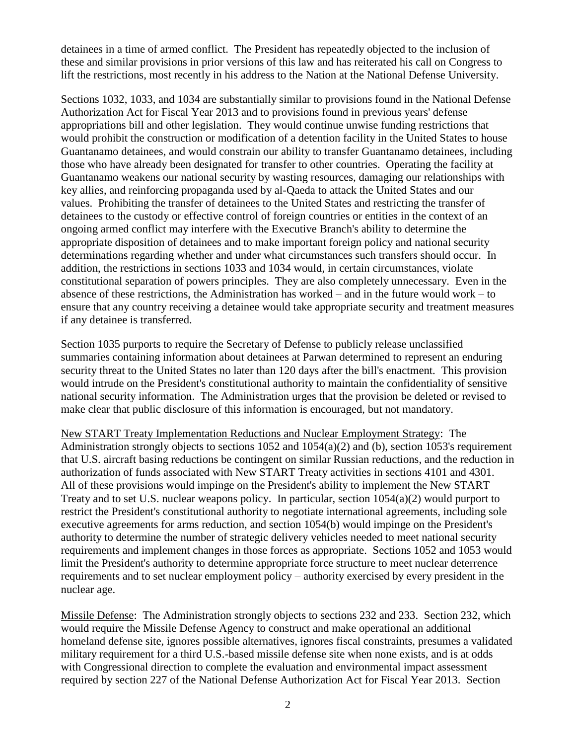detainees in a time of armed conflict. The President has repeatedly objected to the inclusion of these and similar provisions in prior versions of this law and has reiterated his call on Congress to lift the restrictions, most recently in his address to the Nation at the National Defense University.

Sections 1032, 1033, and 1034 are substantially similar to provisions found in the National Defense Authorization Act for Fiscal Year 2013 and to provisions found in previous years' defense appropriations bill and other legislation. They would continue unwise funding restrictions that would prohibit the construction or modification of a detention facility in the United States to house Guantanamo detainees, and would constrain our ability to transfer Guantanamo detainees, including those who have already been designated for transfer to other countries. Operating the facility at Guantanamo weakens our national security by wasting resources, damaging our relationships with key allies, and reinforcing propaganda used by al-Qaeda to attack the United States and our values. Prohibiting the transfer of detainees to the United States and restricting the transfer of detainees to the custody or effective control of foreign countries or entities in the context of an ongoing armed conflict may interfere with the Executive Branch's ability to determine the appropriate disposition of detainees and to make important foreign policy and national security determinations regarding whether and under what circumstances such transfers should occur. In addition, the restrictions in sections 1033 and 1034 would, in certain circumstances, violate constitutional separation of powers principles. They are also completely unnecessary. Even in the absence of these restrictions, the Administration has worked – and in the future would work – to ensure that any country receiving a detainee would take appropriate security and treatment measures if any detainee is transferred.

Section 1035 purports to require the Secretary of Defense to publicly release unclassified summaries containing information about detainees at Parwan determined to represent an enduring security threat to the United States no later than 120 days after the bill's enactment. This provision would intrude on the President's constitutional authority to maintain the confidentiality of sensitive national security information. The Administration urges that the provision be deleted or revised to make clear that public disclosure of this information is encouraged, but not mandatory.

<u>New START Treaty Implementation Reductions and Nuclear Employment Strategy</u>: The Administration strongly objects to sections 1052 and 1054(a)(2) and (b), section 1053's requirement that U.S. aircraft basing reductions be contingent on similar Russian reductions, and the reduction in authorization of funds associated with New START Treaty activities in sections 4101 and 4301. All of these provisions would impinge on the President's ability to implement the New START Treaty and to set U.S. nuclear weapons policy. In particular, section 1054(a)(2) would purport to restrict the President's constitutional authority to negotiate international agreements, including sole executive agreements for arms reduction, and section 1054(b) would impinge on the President's authority to determine the number of strategic delivery vehicles needed to meet national security requirements and implement changes in those forces as appropriate. Sections 1052 and 1053 would limit the President's authority to determine appropriate force structure to meet nuclear deterrence requirements and to set nuclear employment policy – authority exercised by every president in the nuclear age.

<u>Missile Defense</u>: The Administration strongly objects to sections 232 and 233. Section 232, which would require the Missile Defense Agency to construct and make operational an additional homeland defense site, ignores possible alternatives, ignores fiscal constraints, presumes a validated military requirement for a third U.S.-based missile defense site when none exists, and is at odds with Congressional direction to complete the evaluation and environmental impact assessment required by section 227 of the National Defense Authorization Act for Fiscal Year 2013. Section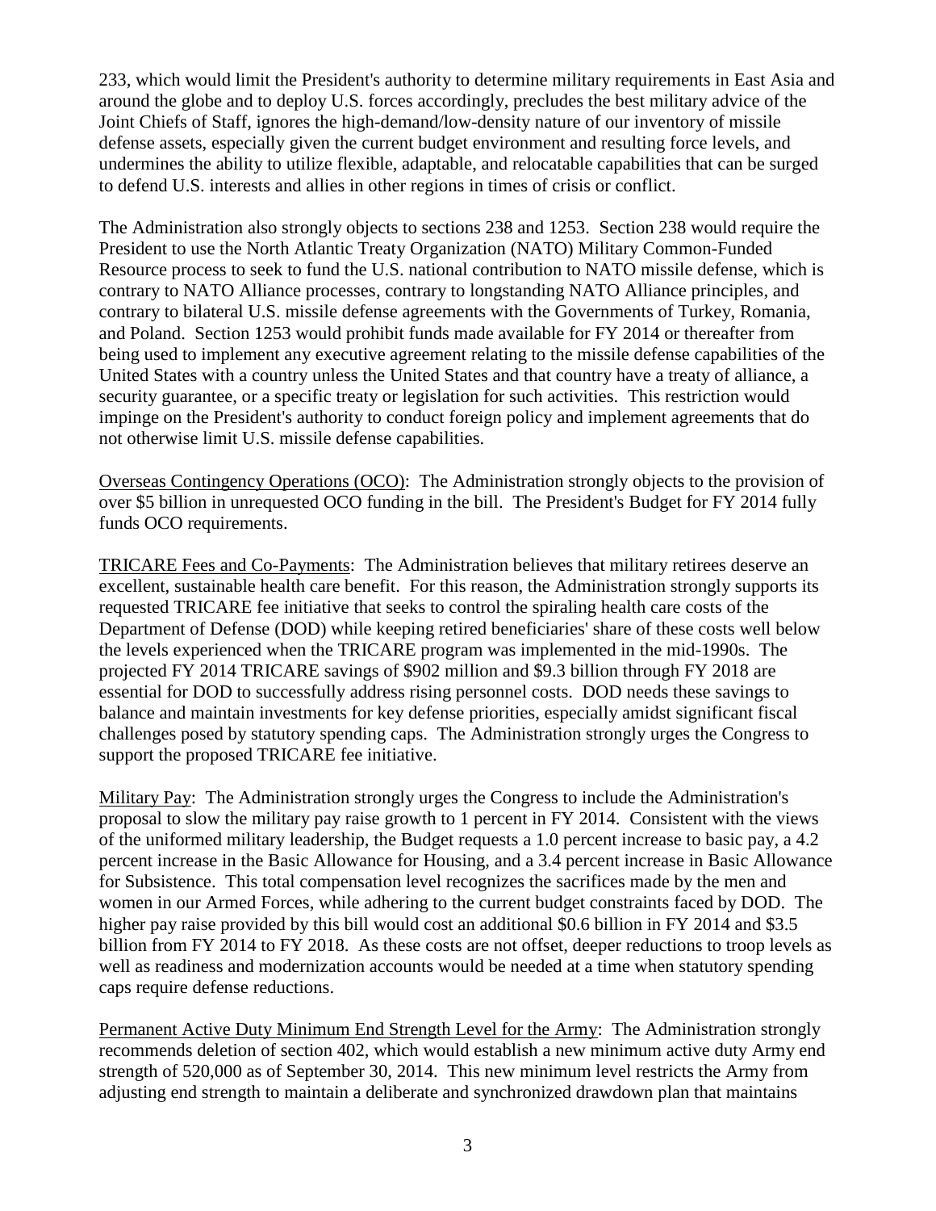233, which would limit the President's authority to determine military requirements in East Asia and around the globe and to deploy U.S. forces accordingly, precludes the best military advice of the Joint Chiefs of Staff, ignores the high-demand/low-density nature of our inventory of missile defense assets, especially given the current budget environment and resulting force levels, and undermines the ability to utilize flexible, adaptable, and relocatable capabilities that can be surged to defend U.S. interests and allies in other regions in times of crisis or conflict.

The Administration also strongly objects to sections 238 and 1253. Section 238 would require the President to use the North Atlantic Treaty Organization (NATO) Military Common-Funded Resource process to seek to fund the U.S. national contribution to NATO missile defense, which is contrary to NATO Alliance processes, contrary to longstanding NATO Alliance principles, and contrary to bilateral U.S. missile defense agreements with the Governments of Turkey, Romania, and Poland. Section 1253 would prohibit funds made available for FY 2014 or thereafter from being used to implement any executive agreement relating to the missile defense capabilities of the United States with a country unless the United States and that country have a treaty of alliance, a security guarantee, or a specific treaty or legislation for such activities. This restriction would impinge on the President's authority to conduct foreign policy and implement agreements that do not otherwise limit U.S. missile defense capabilities.

<u>Overseas Contingency Operations (OCO)</u>: The Administration strongly objects to the provision of over $5 billion in unrequested OCO funding in the bill. The President's Budget for FY 2014 fully funds OCO requirements.

<u>TRICARE Fees and Co-Payments</u>: The Administration believes that military retirees deserve an excellent, sustainable health care benefit. For this reason, the Administration strongly supports its requested TRICARE fee initiative that seeks to control the spiraling health care costs of the Department of Defense (DOD) while keeping retired beneficiaries' share of these costs well below the levels experienced when the TRICARE program was implemented in the mid-1990s. The projected FY 2014 TRICARE savings of $902 million and $9.3 billion through FY 2018 are essential for DOD to successfully address rising personnel costs. DOD needs these savings to balance and maintain investments for key defense priorities, especially amidst significant fiscal challenges posed by statutory spending caps. The Administration strongly urges the Congress to support the proposed TRICARE fee initiative.

<u>Military Pay</u>: The Administration strongly urges the Congress to include the Administration's proposal to slow the military pay raise growth to 1 percent in FY 2014. Consistent with the views of the uniformed military leadership, the Budget requests a 1.0 percent increase to basic pay, a 4.2 percent increase in the Basic Allowance for Housing, and a 3.4 percent increase in Basic Allowance for Subsistence. This total compensation level recognizes the sacrifices made by the men and women in our Armed Forces, while adhering to the current budget constraints faced by DOD. The higher pay raise provided by this bill would cost an additional $0.6 billion in FY 2014 and $3.5 billion from FY 2014 to FY 2018. As these costs are not offset, deeper reductions to troop levels as well as readiness and modernization accounts would be needed at a time when statutory spending caps require defense reductions.

<u>Permanent Active Duty Minimum End Strength Level for the Army</u>: The Administration strongly recommends deletion of section 402, which would establish a new minimum active duty Army end strength of 520,000 as of September 30, 2014. This new minimum level restricts the Army from adjusting end strength to maintain a deliberate and synchronized drawdown plan that maintains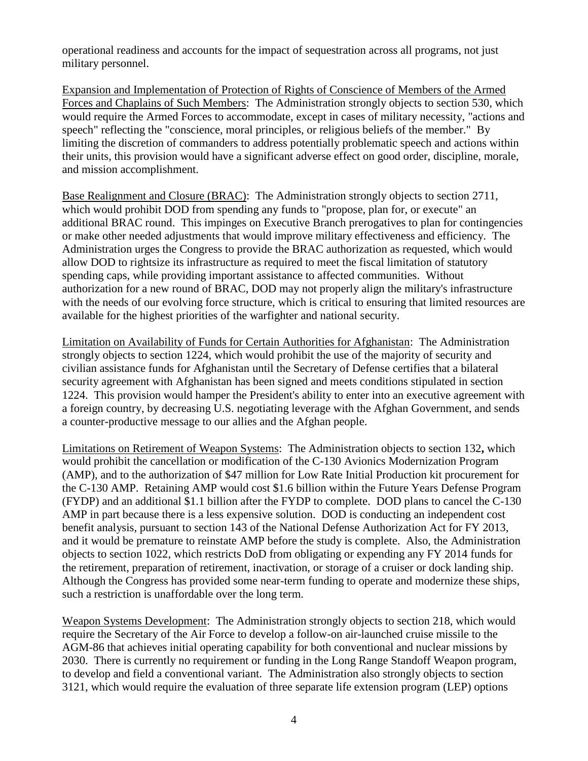operational readiness and accounts for the impact of sequestration across all programs, not just military personnel.

<u>Expansion and Implementation of Protection of Rights of Conscience of Members of the Armed Forces and Chaplains of Such Members</u>: The Administration strongly objects to section 530, which would require the Armed Forces to accommodate, except in cases of military necessity, "actions and speech" reflecting the "conscience, moral principles, or religious beliefs of the member." By limiting the discretion of commanders to address potentially problematic speech and actions within their units, this provision would have a significant adverse effect on good order, discipline, morale, and mission accomplishment.

<u>Base Realignment and Closure (BRAC)</u>: The Administration strongly objects to section 2711, which would prohibit DOD from spending any funds to "propose, plan for, or execute" an additional BRAC round. This impinges on Executive Branch prerogatives to plan for contingencies or make other needed adjustments that would improve military effectiveness and efficiency. The Administration urges the Congress to provide the BRAC authorization as requested, which would allow DOD to rightsize its infrastructure as required to meet the fiscal limitation of statutory spending caps, while providing important assistance to affected communities. Without authorization for a new round of BRAC, DOD may not properly align the military's infrastructure with the needs of our evolving force structure, which is critical to ensuring that limited resources are available for the highest priorities of the warfighter and national security.

<u>Limitation on Availability of Funds for Certain Authorities for Afghanistan</u>: The Administration strongly objects to section 1224, which would prohibit the use of the majority of security and civilian assistance funds for Afghanistan until the Secretary of Defense certifies that a bilateral security agreement with Afghanistan has been signed and meets conditions stipulated in section 1224. This provision would hamper the President's ability to enter into an executive agreement with a foreign country, by decreasing U.S. negotiating leverage with the Afghan Government, and sends a counter-productive message to our allies and the Afghan people.

<u>Limitations on Retirement of Weapon Systems</u>: The Administration objects to section 132**,** which would prohibit the cancellation or modification of the C-130 Avionics Modernization Program (AMP), and to the authorization of $47 million for Low Rate Initial Production kit procurement for the C-130 AMP. Retaining AMP would cost $1.6 billion within the Future Years Defense Program (FYDP) and an additional $1.1 billion after the FYDP to complete. DOD plans to cancel the C-130 AMP in part because there is a less expensive solution. DOD is conducting an independent cost benefit analysis, pursuant to section 143 of the National Defense Authorization Act for FY 2013, and it would be premature to reinstate AMP before the study is complete. Also, the Administration objects to section 1022, which restricts DoD from obligating or expending any FY 2014 funds for the retirement, preparation of retirement, inactivation, or storage of a cruiser or dock landing ship. Although the Congress has provided some near-term funding to operate and modernize these ships, such a restriction is unaffordable over the long term.

<u>Weapon Systems Development</u>: The Administration strongly objects to section 218, which would require the Secretary of the Air Force to develop a follow-on air-launched cruise missile to the AGM-86 that achieves initial operating capability for both conventional and nuclear missions by 2030. There is currently no requirement or funding in the Long Range Standoff Weapon program, to develop and field a conventional variant. The Administration also strongly objects to section 3121, which would require the evaluation of three separate life extension program (LEP) options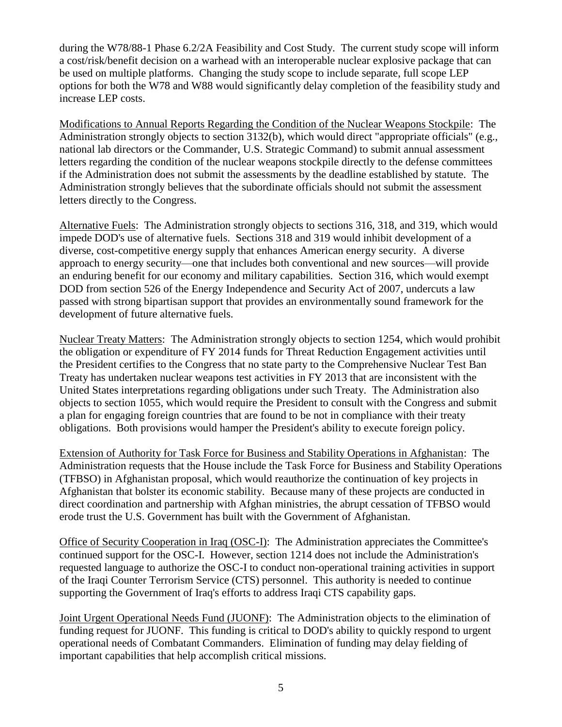during the W78/88-1 Phase 6.2/2A Feasibility and Cost Study. The current study scope will inform a cost/risk/benefit decision on a warhead with an interoperable nuclear explosive package that can be used on multiple platforms. Changing the study scope to include separate, full scope LEP options for both the W78 and W88 would significantly delay completion of the feasibility study and increase LEP costs.

Modifications to Annual Reports Regarding the Condition of the Nuclear Weapons Stockpile: The Administration strongly objects to section 3132(b), which would direct "appropriate officials" (e.g., national lab directors or the Commander, U.S. Strategic Command) to submit annual assessment letters regarding the condition of the nuclear weapons stockpile directly to the defense committees if the Administration does not submit the assessments by the deadline established by statute. The Administration strongly believes that the subordinate officials should not submit the assessment letters directly to the Congress.

Alternative Fuels: The Administration strongly objects to sections 316, 318, and 319, which would impede DOD's use of alternative fuels. Sections 318 and 319 would inhibit development of a diverse, cost-competitive energy supply that enhances American energy security. A diverse approach to energy security—one that includes both conventional and new sources—will provide an enduring benefit for our economy and military capabilities. Section 316, which would exempt DOD from section 526 of the Energy Independence and Security Act of 2007, undercuts a law passed with strong bipartisan support that provides an environmentally sound framework for the development of future alternative fuels.

Nuclear Treaty Matters: The Administration strongly objects to section 1254, which would prohibit the obligation or expenditure of FY 2014 funds for Threat Reduction Engagement activities until the President certifies to the Congress that no state party to the Comprehensive Nuclear Test Ban Treaty has undertaken nuclear weapons test activities in FY 2013 that are inconsistent with the United States interpretations regarding obligations under such Treaty. The Administration also objects to section 1055, which would require the President to consult with the Congress and submit a plan for engaging foreign countries that are found to be not in compliance with their treaty obligations. Both provisions would hamper the President's ability to execute foreign policy.

Extension of Authority for Task Force for Business and Stability Operations in Afghanistan: The Administration requests that the House include the Task Force for Business and Stability Operations (TFBSO) in Afghanistan proposal, which would reauthorize the continuation of key projects in Afghanistan that bolster its economic stability. Because many of these projects are conducted in direct coordination and partnership with Afghan ministries, the abrupt cessation of TFBSO would erode trust the U.S. Government has built with the Government of Afghanistan.

Office of Security Cooperation in Iraq (OSC-I): The Administration appreciates the Committee's continued support for the OSC-I. However, section 1214 does not include the Administration's requested language to authorize the OSC-I to conduct non-operational training activities in support of the Iraqi Counter Terrorism Service (CTS) personnel. This authority is needed to continue supporting the Government of Iraq's efforts to address Iraqi CTS capability gaps.

Joint Urgent Operational Needs Fund (JUONF): The Administration objects to the elimination of funding request for JUONF. This funding is critical to DOD's ability to quickly respond to urgent operational needs of Combatant Commanders. Elimination of funding may delay fielding of important capabilities that help accomplish critical missions.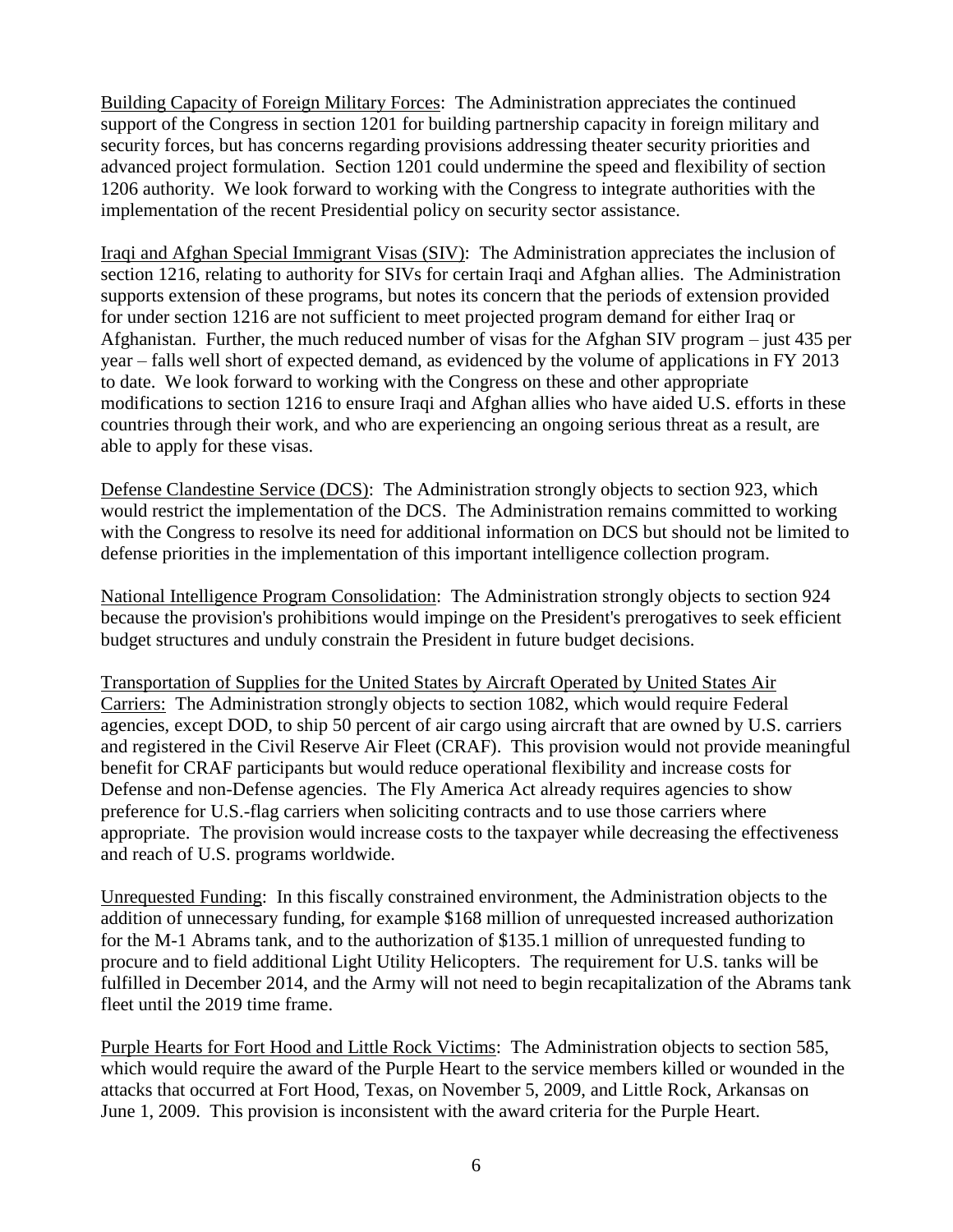Building Capacity of Foreign Military Forces: The Administration appreciates the continued support of the Congress in section 1201 for building partnership capacity in foreign military and security forces, but has concerns regarding provisions addressing theater security priorities and advanced project formulation. Section 1201 could undermine the speed and flexibility of section 1206 authority. We look forward to working with the Congress to integrate authorities with the implementation of the recent Presidential policy on security sector assistance.

Iraqi and Afghan Special Immigrant Visas (SIV): The Administration appreciates the inclusion of section 1216, relating to authority for SIVs for certain Iraqi and Afghan allies. The Administration supports extension of these programs, but notes its concern that the periods of extension provided for under section 1216 are not sufficient to meet projected program demand for either Iraq or Afghanistan. Further, the much reduced number of visas for the Afghan SIV program – just 435 per year – falls well short of expected demand, as evidenced by the volume of applications in FY 2013 to date. We look forward to working with the Congress on these and other appropriate modifications to section 1216 to ensure Iraqi and Afghan allies who have aided U.S. efforts in these countries through their work, and who are experiencing an ongoing serious threat as a result, are able to apply for these visas.

Defense Clandestine Service (DCS): The Administration strongly objects to section 923, which would restrict the implementation of the DCS. The Administration remains committed to working with the Congress to resolve its need for additional information on DCS but should not be limited to defense priorities in the implementation of this important intelligence collection program.

National Intelligence Program Consolidation: The Administration strongly objects to section 924 because the provision's prohibitions would impinge on the President's prerogatives to seek efficient budget structures and unduly constrain the President in future budget decisions.

Transportation of Supplies for the United States by Aircraft Operated by United States Air Carriers: The Administration strongly objects to section 1082, which would require Federal agencies, except DOD, to ship 50 percent of air cargo using aircraft that are owned by U.S. carriers and registered in the Civil Reserve Air Fleet (CRAF). This provision would not provide meaningful benefit for CRAF participants but would reduce operational flexibility and increase costs for Defense and non-Defense agencies. The Fly America Act already requires agencies to show preference for U.S.-flag carriers when soliciting contracts and to use those carriers where appropriate. The provision would increase costs to the taxpayer while decreasing the effectiveness and reach of U.S. programs worldwide.

Unrequested Funding: In this fiscally constrained environment, the Administration objects to the addition of unnecessary funding, for example $168 million of unrequested increased authorization for the M-1 Abrams tank, and to the authorization of $135.1 million of unrequested funding to procure and to field additional Light Utility Helicopters. The requirement for U.S. tanks will be fulfilled in December 2014, and the Army will not need to begin recapitalization of the Abrams tank fleet until the 2019 time frame.

Purple Hearts for Fort Hood and Little Rock Victims: The Administration objects to section 585, which would require the award of the Purple Heart to the service members killed or wounded in the attacks that occurred at Fort Hood, Texas, on November 5, 2009, and Little Rock, Arkansas on June 1, 2009. This provision is inconsistent with the award criteria for the Purple Heart.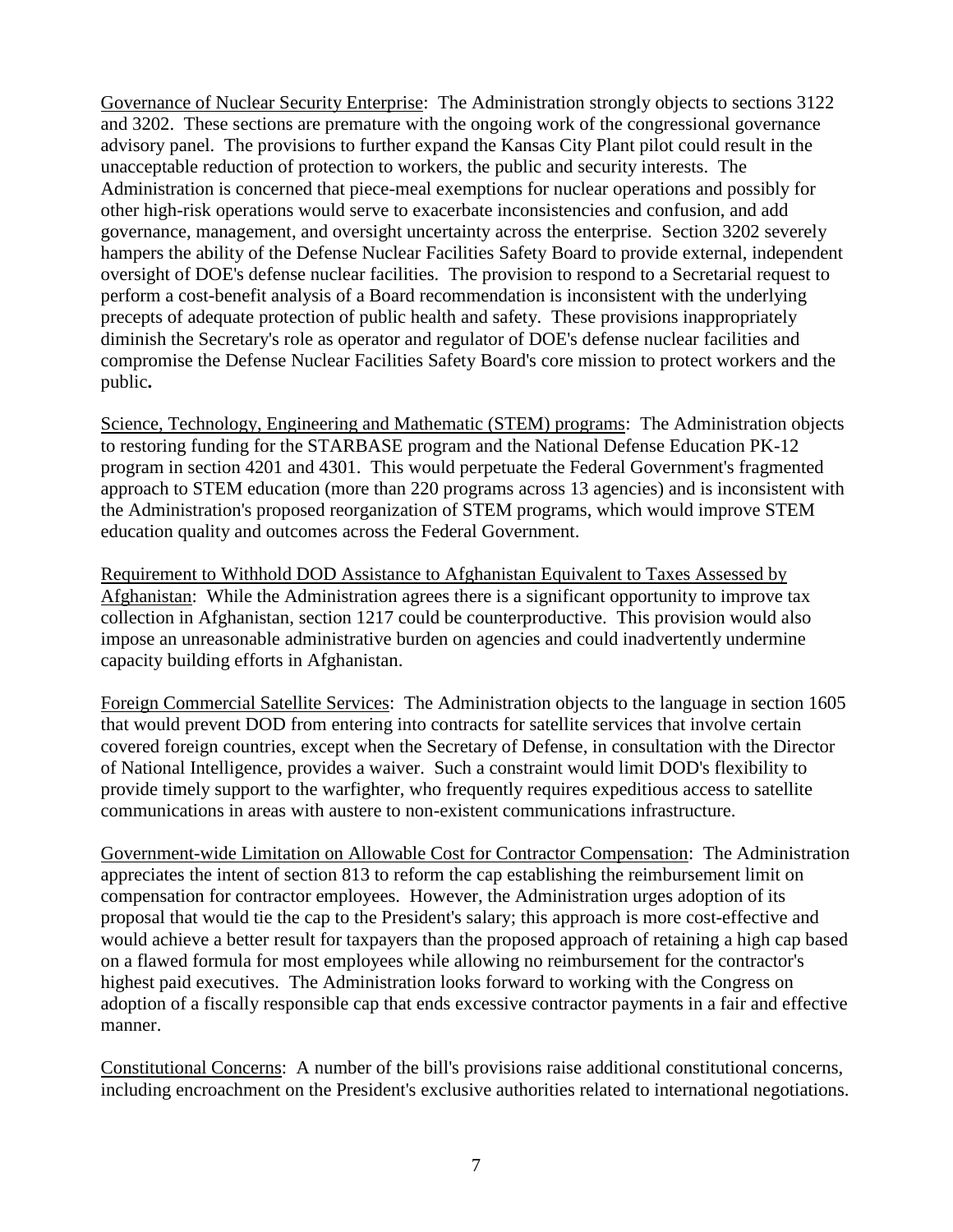Governance of Nuclear Security Enterprise: The Administration strongly objects to sections 3122 and 3202. These sections are premature with the ongoing work of the congressional governance advisory panel. The provisions to further expand the Kansas City Plant pilot could result in the unacceptable reduction of protection to workers, the public and security interests. The Administration is concerned that piece-meal exemptions for nuclear operations and possibly for other high-risk operations would serve to exacerbate inconsistencies and confusion, and add governance, management, and oversight uncertainty across the enterprise. Section 3202 severely hampers the ability of the Defense Nuclear Facilities Safety Board to provide external, independent oversight of DOE's defense nuclear facilities. The provision to respond to a Secretarial request to perform a cost-benefit analysis of a Board recommendation is inconsistent with the underlying precepts of adequate protection of public health and safety. These provisions inappropriately diminish the Secretary's role as operator and regulator of DOE's defense nuclear facilities and compromise the Defense Nuclear Facilities Safety Board's core mission to protect workers and the public**.**

Science, Technology, Engineering and Mathematic (STEM) programs: The Administration objects to restoring funding for the STARBASE program and the National Defense Education PK-12 program in section 4201 and 4301. This would perpetuate the Federal Government's fragmented approach to STEM education (more than 220 programs across 13 agencies) and is inconsistent with the Administration's proposed reorganization of STEM programs, which would improve STEM education quality and outcomes across the Federal Government.

Requirement to Withhold DOD Assistance to Afghanistan Equivalent to Taxes Assessed by Afghanistan: While the Administration agrees there is a significant opportunity to improve tax collection in Afghanistan, section 1217 could be counterproductive. This provision would also impose an unreasonable administrative burden on agencies and could inadvertently undermine capacity building efforts in Afghanistan.

Foreign Commercial Satellite Services: The Administration objects to the language in section 1605 that would prevent DOD from entering into contracts for satellite services that involve certain covered foreign countries, except when the Secretary of Defense, in consultation with the Director of National Intelligence, provides a waiver. Such a constraint would limit DOD's flexibility to provide timely support to the warfighter, who frequently requires expeditious access to satellite communications in areas with austere to non-existent communications infrastructure.

Government-wide Limitation on Allowable Cost for Contractor Compensation: The Administration appreciates the intent of section 813 to reform the cap establishing the reimbursement limit on compensation for contractor employees. However, the Administration urges adoption of its proposal that would tie the cap to the President's salary; this approach is more cost-effective and would achieve a better result for taxpayers than the proposed approach of retaining a high cap based on a flawed formula for most employees while allowing no reimbursement for the contractor's highest paid executives. The Administration looks forward to working with the Congress on adoption of a fiscally responsible cap that ends excessive contractor payments in a fair and effective manner.

Constitutional Concerns: A number of the bill's provisions raise additional constitutional concerns, including encroachment on the President's exclusive authorities related to international negotiations.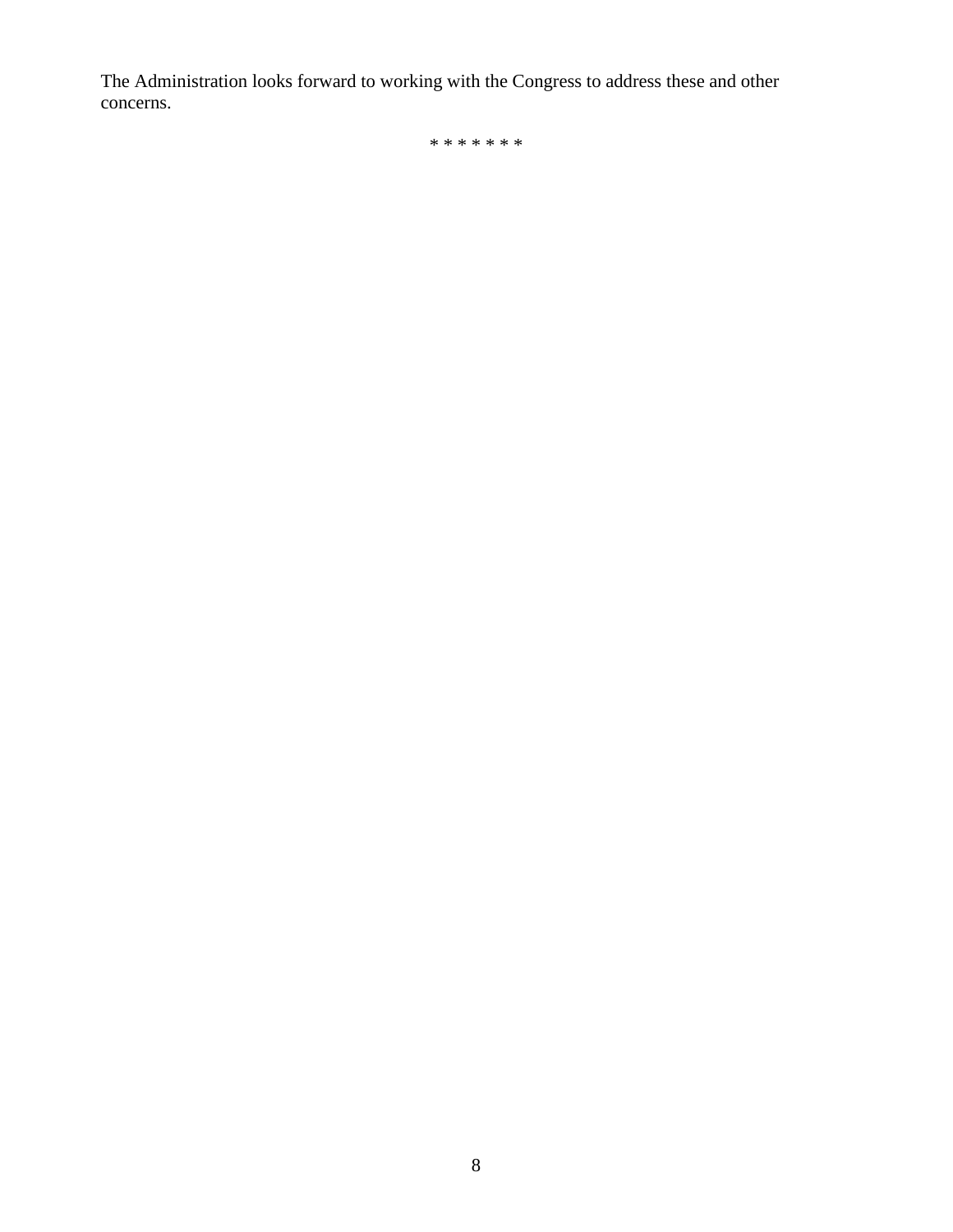The Administration looks forward to working with the Congress to address these and other concerns.

* * * * * * *